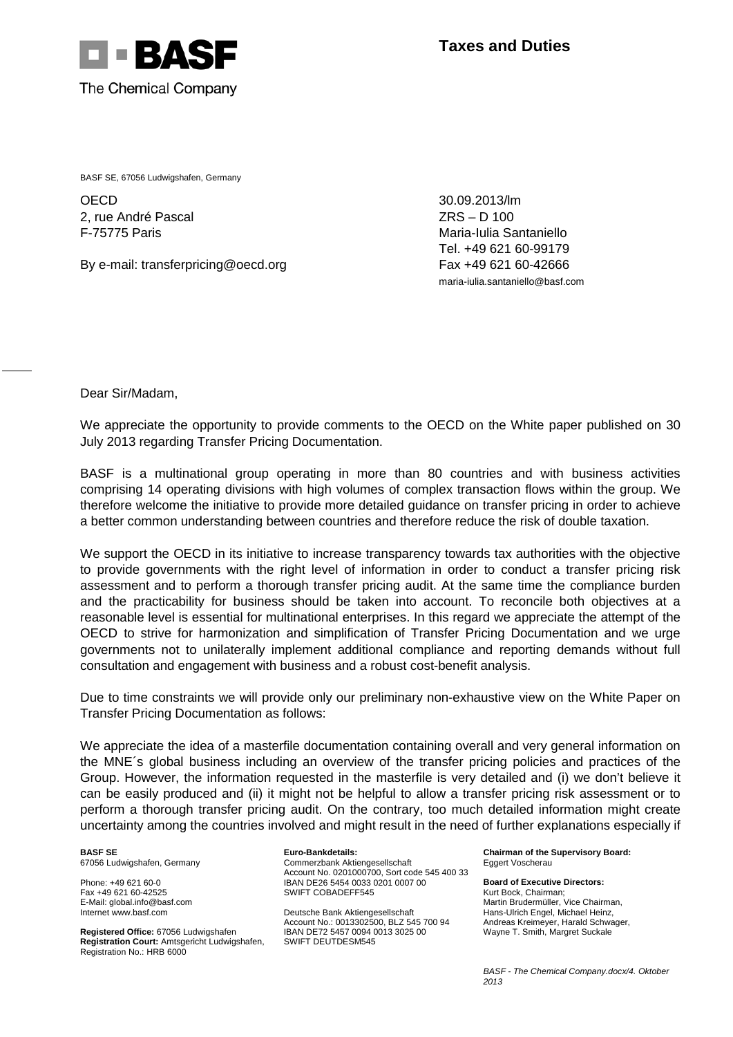**Taxes and Duties**

BASF SE, 67056 Ludwigshafen, Germany

OECD
2, rue André Pascal
F-75775 Paris

By e-mail: transferpricing@oecd.org

30.09.2013/lm
ZRS – D 100
Maria-Iulia Santaniello
Tel. +49 621 60-99179
Fax +49 621 60-42666
maria-iulia.santaniello@basf.com

Dear Sir/Madam,

We appreciate the opportunity to provide comments to the OECD on the White paper published on 30 July 2013 regarding Transfer Pricing Documentation.

BASF is a multinational group operating in more than 80 countries and with business activities comprising 14 operating divisions with high volumes of complex transaction flows within the group. We therefore welcome the initiative to provide more detailed guidance on transfer pricing in order to achieve a better common understanding between countries and therefore reduce the risk of double taxation.

We support the OECD in its initiative to increase transparency towards tax authorities with the objective to provide governments with the right level of information in order to conduct a transfer pricing risk assessment and to perform a thorough transfer pricing audit. At the same time the compliance burden and the practicability for business should be taken into account. To reconcile both objectives at a reasonable level is essential for multinational enterprises. In this regard we appreciate the attempt of the OECD to strive for harmonization and simplification of Transfer Pricing Documentation and we urge governments not to unilaterally implement additional compliance and reporting demands without full consultation and engagement with business and a robust cost-benefit analysis.

Due to time constraints we will provide only our preliminary non-exhaustive view on the White Paper on Transfer Pricing Documentation as follows:

We appreciate the idea of a masterfile documentation containing overall and very general information on the MNE´s global business including an overview of the transfer pricing policies and practices of the Group. However, the information requested in the masterfile is very detailed and (i) we don't believe it can be easily produced and (ii) it might not be helpful to allow a transfer pricing risk assessment or to perform a thorough transfer pricing audit. On the contrary, too much detailed information might create uncertainty among the countries involved and might result in the need of further explanations especially if

**BASF SE**
67056 Ludwigshafen, Germany

Phone: +49 621 60-0
Fax +49 621 60-42525
E-Mail: global.info@basf.com
Internet www.basf.com

**Registered Office:** 67056 Ludwigshafen
**Registration Court:** Amtsgericht Ludwigshafen, Registration No.: HRB 6000

**Euro-Bankdetails:**
Commerzbank Aktiengesellschaft
Account No. 0201000700, Sort code 545 400 33
IBAN DE26 5454 0033 0201 0007 00
SWIFT COBADEFF545

Deutsche Bank Aktiengesellschaft
Account No.: 0013302500, BLZ 545 700 94
IBAN DE72 5457 0094 0013 3025 00
SWIFT DEUTDESM545

**Chairman of the Supervisory Board:**
Eggert Voscherau

**Board of Executive Directors:**
Kurt Bock, Chairman;
Martin Brudermüller, Vice Chairman,
Hans-Ulrich Engel, Michael Heinz,
Andreas Kreimeyer, Harald Schwager,
Wayne T. Smith, Margret Suckale

*BASF - The Chemical Company.docx/4. Oktober 2013*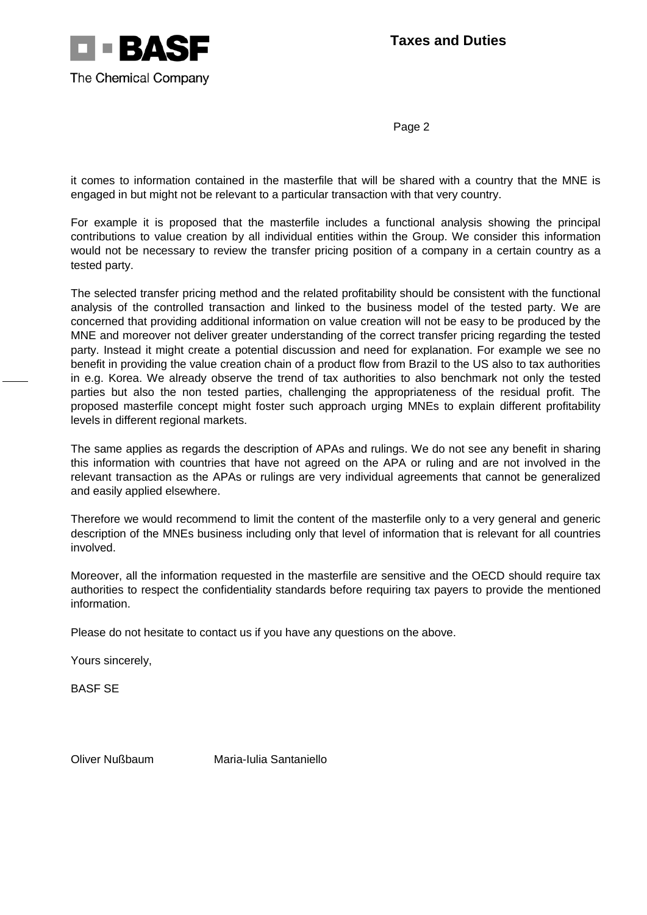it comes to information contained in the masterfile that will be shared with a country that the MNE is engaged in but might not be relevant to a particular transaction with that very country.

For example it is proposed that the masterfile includes a functional analysis showing the principal contributions to value creation by all individual entities within the Group. We consider this information would not be necessary to review the transfer pricing position of a company in a certain country as a tested party.

The selected transfer pricing method and the related profitability should be consistent with the functional analysis of the controlled transaction and linked to the business model of the tested party. We are concerned that providing additional information on value creation will not be easy to be produced by the MNE and moreover not deliver greater understanding of the correct transfer pricing regarding the tested party. Instead it might create a potential discussion and need for explanation. For example we see no benefit in providing the value creation chain of a product flow from Brazil to the US also to tax authorities in e.g. Korea. We already observe the trend of tax authorities to also benchmark not only the tested parties but also the non tested parties, challenging the appropriateness of the residual profit. The proposed masterfile concept might foster such approach urging MNEs to explain different profitability levels in different regional markets.

The same applies as regards the description of APAs and rulings. We do not see any benefit in sharing this information with countries that have not agreed on the APA or ruling and are not involved in the relevant transaction as the APAs or rulings are very individual agreements that cannot be generalized and easily applied elsewhere.

Therefore we would recommend to limit the content of the masterfile only to a very general and generic description of the MNEs business including only that level of information that is relevant for all countries involved.

Moreover, all the information requested in the masterfile are sensitive and the OECD should require tax authorities to respect the confidentiality standards before requiring tax payers to provide the mentioned information.

Please do not hesitate to contact us if you have any questions on the above.

Yours sincerely,

BASF SE

Oliver Nußbaum Maria-Iulia Santaniello